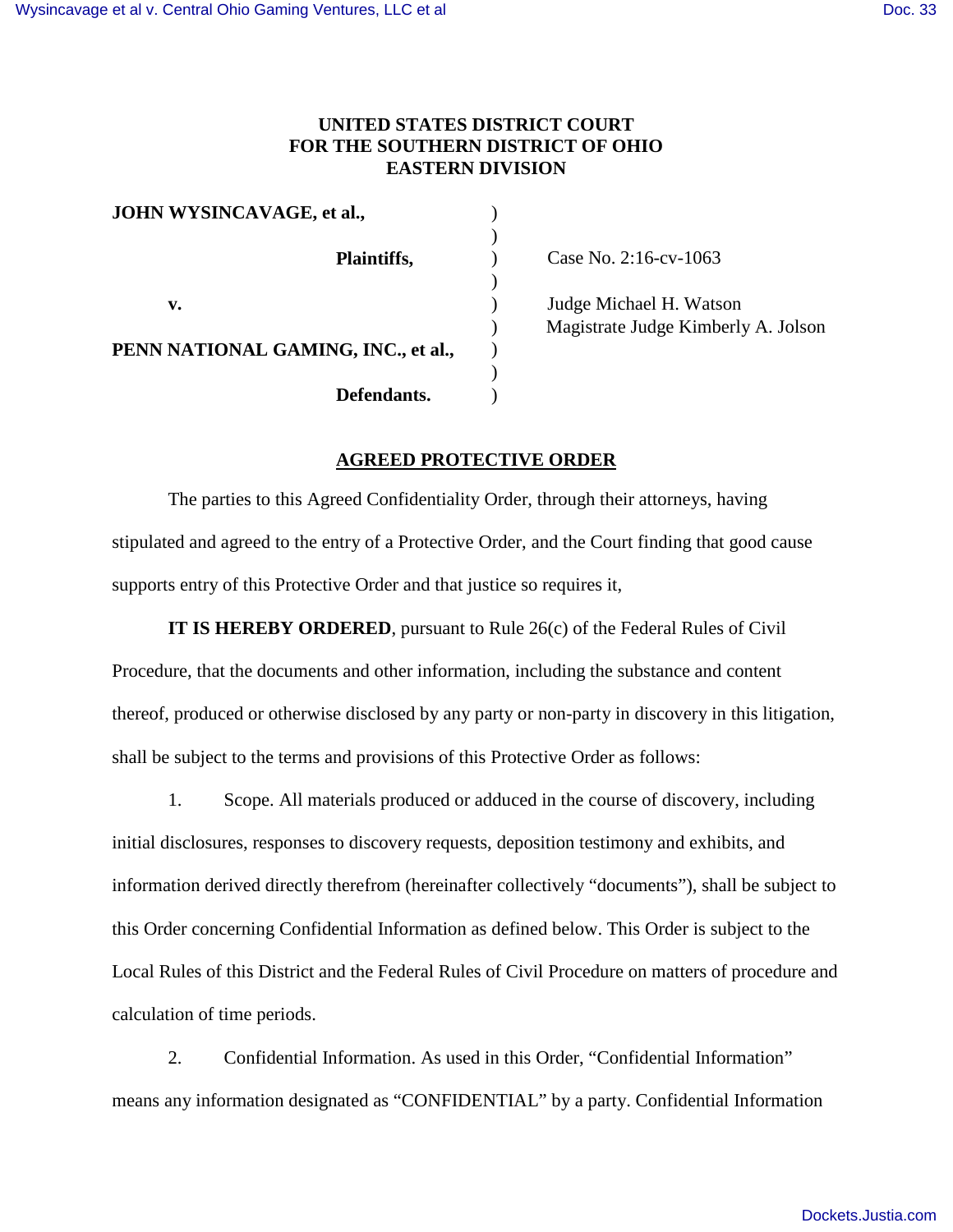**UNITED STATES DISTRICT COURT**
**FOR THE SOUTHERN DISTRICT OF OHIO**
**EASTERN DIVISION**

| | | |
|---|---|---|
| **JOHN WYSINCAVAGE, et al.,** | ) | |
| **Plaintiffs,** | ) | Case No. 2:16-cv-1063 |
| **v.** | ) | Judge Michael H. Watson |
| | ) | Magistrate Judge Kimberly A. Jolson |
| **PENN NATIONAL GAMING, INC., et al.,** | ) | |
| **Defendants.** | ) | |

## AGREED PROTECTIVE ORDER

The parties to this Agreed Confidentiality Order, through their attorneys, having stipulated and agreed to the entry of a Protective Order, and the Court finding that good cause supports entry of this Protective Order and that justice so requires it,

**IT IS HEREBY ORDERED**, pursuant to Rule 26(c) of the Federal Rules of Civil Procedure, that the documents and other information, including the substance and content thereof, produced or otherwise disclosed by any party or non-party in discovery in this litigation, shall be subject to the terms and provisions of this Protective Order as follows:

1. Scope. All materials produced or adduced in the course of discovery, including initial disclosures, responses to discovery requests, deposition testimony and exhibits, and information derived directly therefrom (hereinafter collectively "documents"), shall be subject to this Order concerning Confidential Information as defined below. This Order is subject to the Local Rules of this District and the Federal Rules of Civil Procedure on matters of procedure and calculation of time periods.

2. Confidential Information. As used in this Order, "Confidential Information" means any information designated as "CONFIDENTIAL" by a party. Confidential Information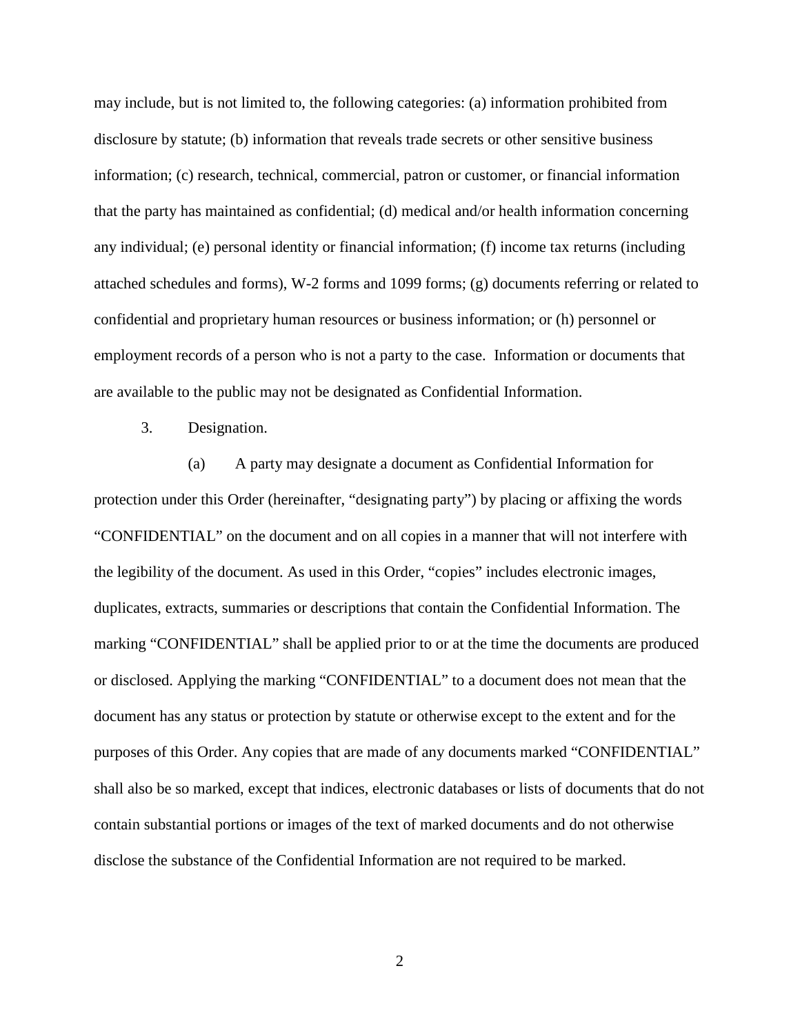may include, but is not limited to, the following categories: (a) information prohibited from disclosure by statute; (b) information that reveals trade secrets or other sensitive business information; (c) research, technical, commercial, patron or customer, or financial information that the party has maintained as confidential; (d) medical and/or health information concerning any individual; (e) personal identity or financial information; (f) income tax returns (including attached schedules and forms), W-2 forms and 1099 forms; (g) documents referring or related to confidential and proprietary human resources or business information; or (h) personnel or employment records of a person who is not a party to the case. Information or documents that are available to the public may not be designated as Confidential Information.

3. Designation.

(a) A party may designate a document as Confidential Information for protection under this Order (hereinafter, "designating party") by placing or affixing the words "CONFIDENTIAL" on the document and on all copies in a manner that will not interfere with the legibility of the document. As used in this Order, "copies" includes electronic images, duplicates, extracts, summaries or descriptions that contain the Confidential Information. The marking "CONFIDENTIAL" shall be applied prior to or at the time the documents are produced or disclosed. Applying the marking "CONFIDENTIAL" to a document does not mean that the document has any status or protection by statute or otherwise except to the extent and for the purposes of this Order. Any copies that are made of any documents marked "CONFIDENTIAL" shall also be so marked, except that indices, electronic databases or lists of documents that do not contain substantial portions or images of the text of marked documents and do not otherwise disclose the substance of the Confidential Information are not required to be marked.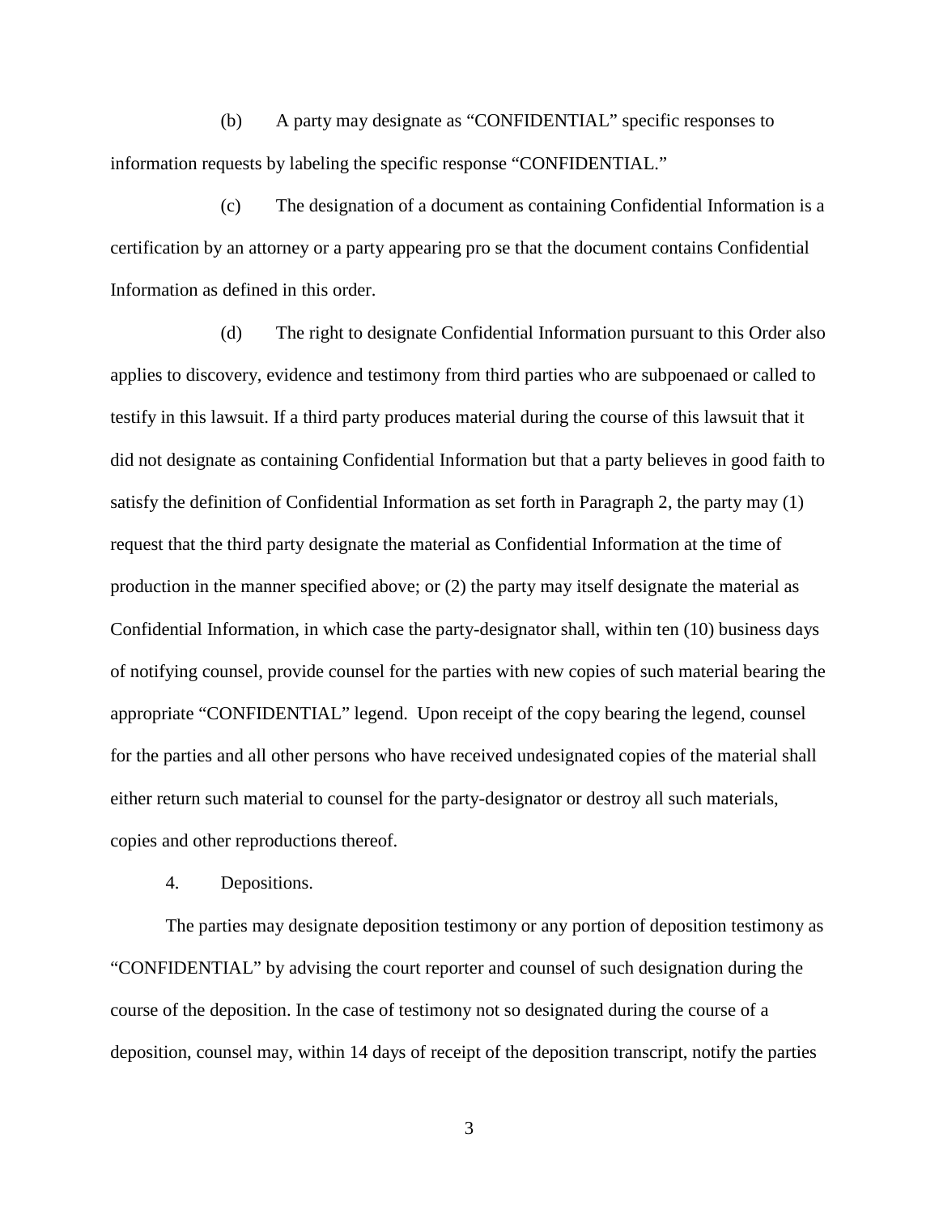(b) A party may designate as "CONFIDENTIAL" specific responses to information requests by labeling the specific response "CONFIDENTIAL."

(c) The designation of a document as containing Confidential Information is a certification by an attorney or a party appearing pro se that the document contains Confidential Information as defined in this order.

(d) The right to designate Confidential Information pursuant to this Order also applies to discovery, evidence and testimony from third parties who are subpoenaed or called to testify in this lawsuit. If a third party produces material during the course of this lawsuit that it did not designate as containing Confidential Information but that a party believes in good faith to satisfy the definition of Confidential Information as set forth in Paragraph 2, the party may (1) request that the third party designate the material as Confidential Information at the time of production in the manner specified above; or (2) the party may itself designate the material as Confidential Information, in which case the party-designator shall, within ten (10) business days of notifying counsel, provide counsel for the parties with new copies of such material bearing the appropriate "CONFIDENTIAL" legend. Upon receipt of the copy bearing the legend, counsel for the parties and all other persons who have received undesignated copies of the material shall either return such material to counsel for the party-designator or destroy all such materials, copies and other reproductions thereof.

4. Depositions.

The parties may designate deposition testimony or any portion of deposition testimony as "CONFIDENTIAL" by advising the court reporter and counsel of such designation during the course of the deposition. In the case of testimony not so designated during the course of a deposition, counsel may, within 14 days of receipt of the deposition transcript, notify the parties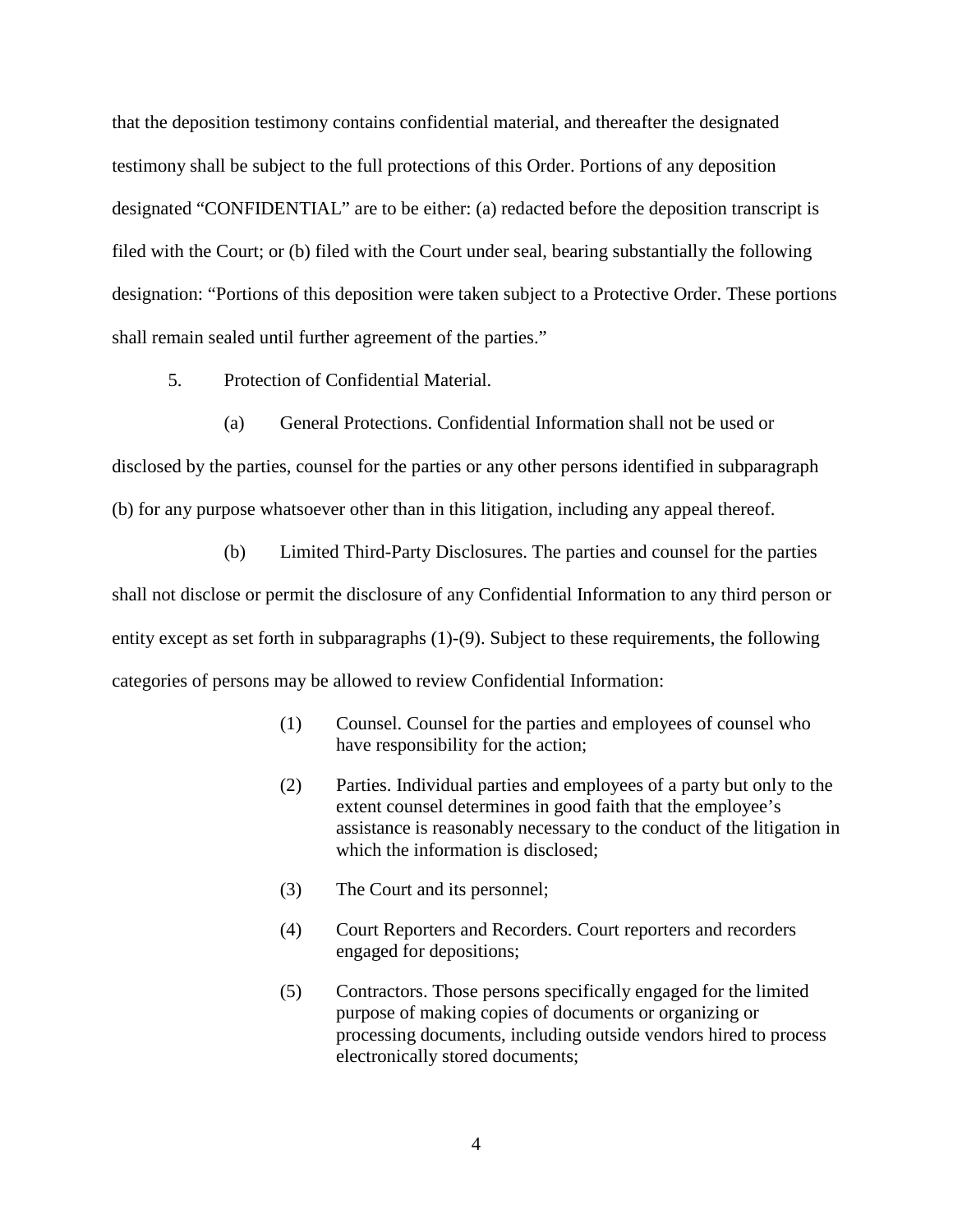that the deposition testimony contains confidential material, and thereafter the designated testimony shall be subject to the full protections of this Order. Portions of any deposition designated "CONFIDENTIAL" are to be either: (a) redacted before the deposition transcript is filed with the Court; or (b) filed with the Court under seal, bearing substantially the following designation: "Portions of this deposition were taken subject to a Protective Order. These portions shall remain sealed until further agreement of the parties."

5. Protection of Confidential Material.

(a) General Protections. Confidential Information shall not be used or disclosed by the parties, counsel for the parties or any other persons identified in subparagraph (b) for any purpose whatsoever other than in this litigation, including any appeal thereof.

(b) Limited Third-Party Disclosures. The parties and counsel for the parties shall not disclose or permit the disclosure of any Confidential Information to any third person or entity except as set forth in subparagraphs (1)-(9). Subject to these requirements, the following categories of persons may be allowed to review Confidential Information:

> (1) Counsel. Counsel for the parties and employees of counsel who have responsibility for the action;
>
> (2) Parties. Individual parties and employees of a party but only to the extent counsel determines in good faith that the employee's assistance is reasonably necessary to the conduct of the litigation in which the information is disclosed;
>
> (3) The Court and its personnel;
>
> (4) Court Reporters and Recorders. Court reporters and recorders engaged for depositions;
>
> (5) Contractors. Those persons specifically engaged for the limited purpose of making copies of documents or organizing or processing documents, including outside vendors hired to process electronically stored documents;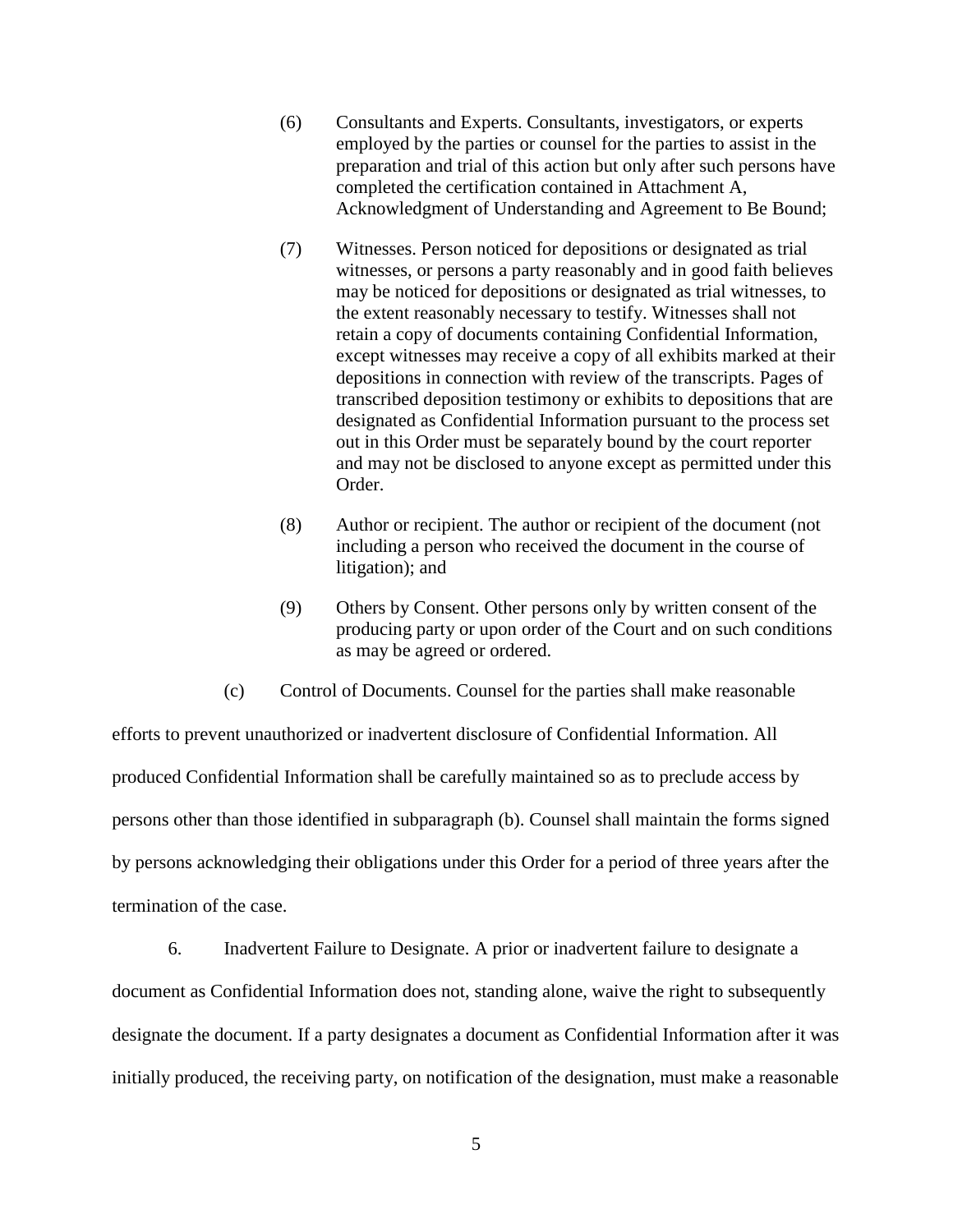(6) Consultants and Experts. Consultants, investigators, or experts employed by the parties or counsel for the parties to assist in the preparation and trial of this action but only after such persons have completed the certification contained in Attachment A, Acknowledgment of Understanding and Agreement to Be Bound;

(7) Witnesses. Person noticed for depositions or designated as trial witnesses, or persons a party reasonably and in good faith believes may be noticed for depositions or designated as trial witnesses, to the extent reasonably necessary to testify. Witnesses shall not retain a copy of documents containing Confidential Information, except witnesses may receive a copy of all exhibits marked at their depositions in connection with review of the transcripts. Pages of transcribed deposition testimony or exhibits to depositions that are designated as Confidential Information pursuant to the process set out in this Order must be separately bound by the court reporter and may not be disclosed to anyone except as permitted under this Order.

(8) Author or recipient. The author or recipient of the document (not including a person who received the document in the course of litigation); and

(9) Others by Consent. Other persons only by written consent of the producing party or upon order of the Court and on such conditions as may be agreed or ordered.

(c) Control of Documents. Counsel for the parties shall make reasonable efforts to prevent unauthorized or inadvertent disclosure of Confidential Information. All produced Confidential Information shall be carefully maintained so as to preclude access by persons other than those identified in subparagraph (b). Counsel shall maintain the forms signed by persons acknowledging their obligations under this Order for a period of three years after the termination of the case.

6. Inadvertent Failure to Designate. A prior or inadvertent failure to designate a document as Confidential Information does not, standing alone, waive the right to subsequently designate the document. If a party designates a document as Confidential Information after it was initially produced, the receiving party, on notification of the designation, must make a reasonable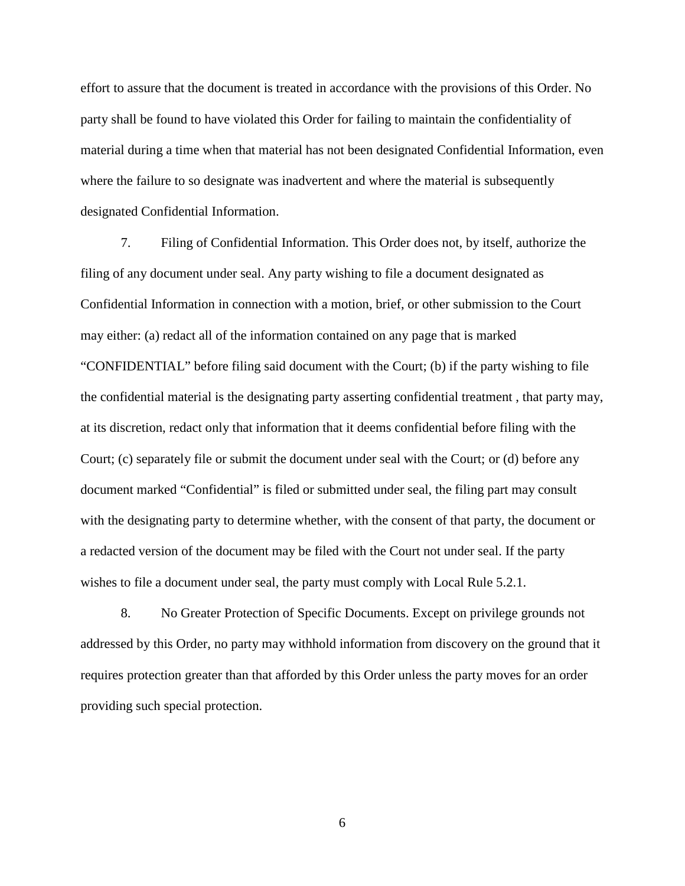effort to assure that the document is treated in accordance with the provisions of this Order. No party shall be found to have violated this Order for failing to maintain the confidentiality of material during a time when that material has not been designated Confidential Information, even where the failure to so designate was inadvertent and where the material is subsequently designated Confidential Information.

7. Filing of Confidential Information. This Order does not, by itself, authorize the filing of any document under seal. Any party wishing to file a document designated as Confidential Information in connection with a motion, brief, or other submission to the Court may either: (a) redact all of the information contained on any page that is marked "CONFIDENTIAL" before filing said document with the Court; (b) if the party wishing to file the confidential material is the designating party asserting confidential treatment , that party may, at its discretion, redact only that information that it deems confidential before filing with the Court; (c) separately file or submit the document under seal with the Court; or (d) before any document marked "Confidential" is filed or submitted under seal, the filing part may consult with the designating party to determine whether, with the consent of that party, the document or a redacted version of the document may be filed with the Court not under seal. If the party wishes to file a document under seal, the party must comply with Local Rule 5.2.1.

8. No Greater Protection of Specific Documents. Except on privilege grounds not addressed by this Order, no party may withhold information from discovery on the ground that it requires protection greater than that afforded by this Order unless the party moves for an order providing such special protection.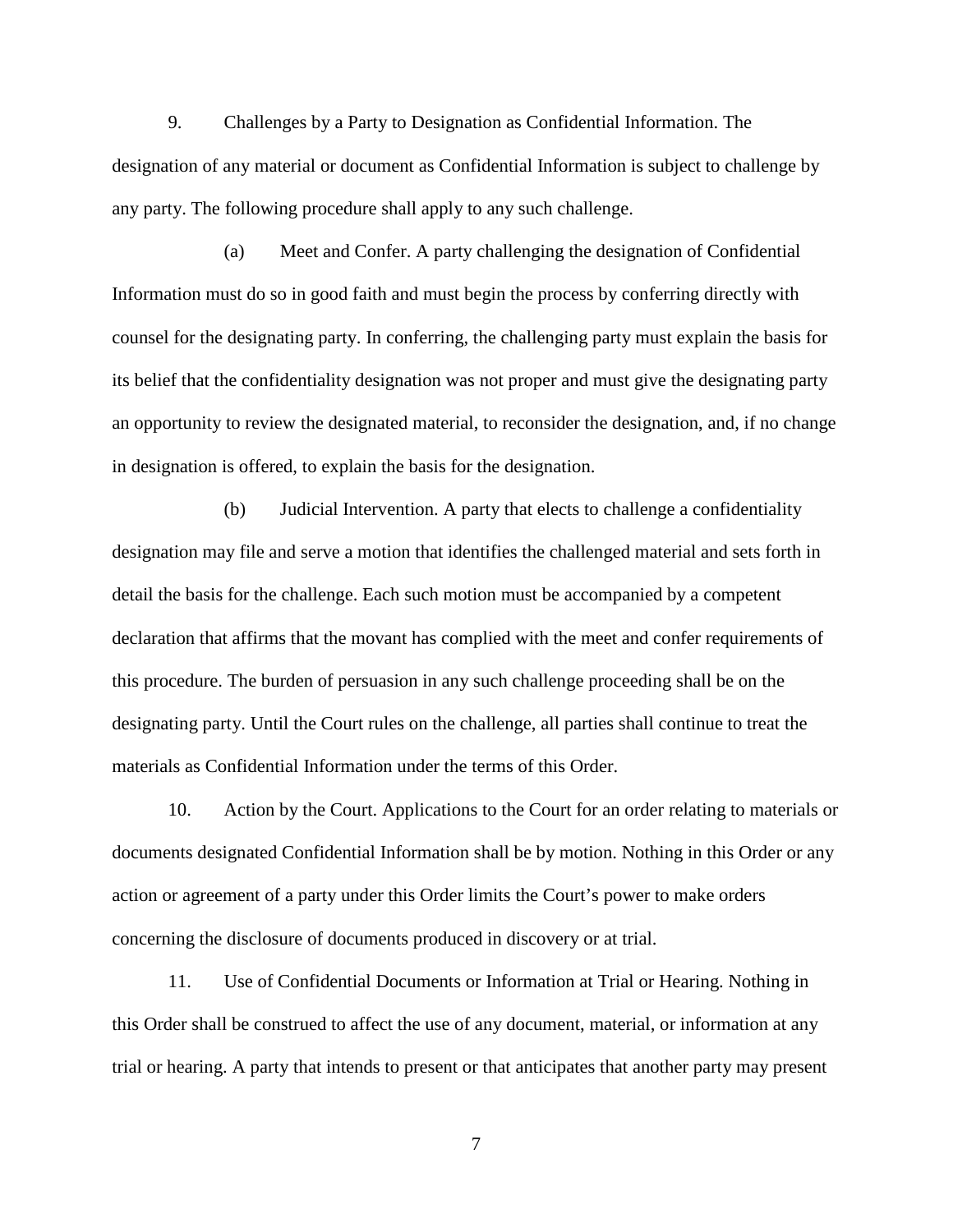9. Challenges by a Party to Designation as Confidential Information. The designation of any material or document as Confidential Information is subject to challenge by any party. The following procedure shall apply to any such challenge.

(a) Meet and Confer. A party challenging the designation of Confidential Information must do so in good faith and must begin the process by conferring directly with counsel for the designating party. In conferring, the challenging party must explain the basis for its belief that the confidentiality designation was not proper and must give the designating party an opportunity to review the designated material, to reconsider the designation, and, if no change in designation is offered, to explain the basis for the designation.

(b) Judicial Intervention. A party that elects to challenge a confidentiality designation may file and serve a motion that identifies the challenged material and sets forth in detail the basis for the challenge. Each such motion must be accompanied by a competent declaration that affirms that the movant has complied with the meet and confer requirements of this procedure. The burden of persuasion in any such challenge proceeding shall be on the designating party. Until the Court rules on the challenge, all parties shall continue to treat the materials as Confidential Information under the terms of this Order.

10. Action by the Court. Applications to the Court for an order relating to materials or documents designated Confidential Information shall be by motion. Nothing in this Order or any action or agreement of a party under this Order limits the Court's power to make orders concerning the disclosure of documents produced in discovery or at trial.

11. Use of Confidential Documents or Information at Trial or Hearing. Nothing in this Order shall be construed to affect the use of any document, material, or information at any trial or hearing. A party that intends to present or that anticipates that another party may present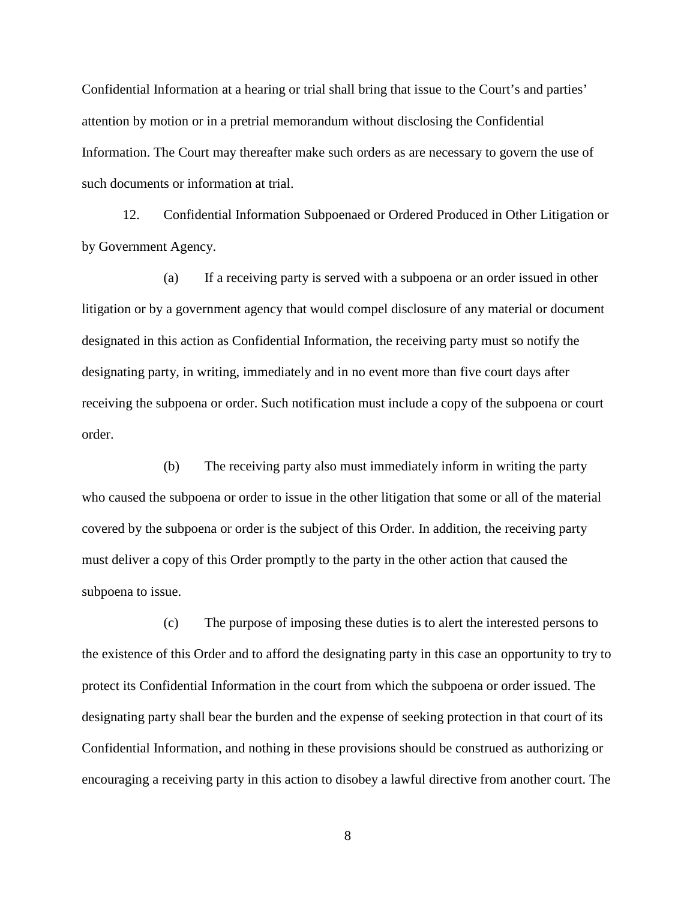Confidential Information at a hearing or trial shall bring that issue to the Court's and parties' attention by motion or in a pretrial memorandum without disclosing the Confidential Information. The Court may thereafter make such orders as are necessary to govern the use of such documents or information at trial.

12. Confidential Information Subpoenaed or Ordered Produced in Other Litigation or by Government Agency.

(a) If a receiving party is served with a subpoena or an order issued in other litigation or by a government agency that would compel disclosure of any material or document designated in this action as Confidential Information, the receiving party must so notify the designating party, in writing, immediately and in no event more than five court days after receiving the subpoena or order. Such notification must include a copy of the subpoena or court order.

(b) The receiving party also must immediately inform in writing the party who caused the subpoena or order to issue in the other litigation that some or all of the material covered by the subpoena or order is the subject of this Order. In addition, the receiving party must deliver a copy of this Order promptly to the party in the other action that caused the subpoena to issue.

(c) The purpose of imposing these duties is to alert the interested persons to the existence of this Order and to afford the designating party in this case an opportunity to try to protect its Confidential Information in the court from which the subpoena or order issued. The designating party shall bear the burden and the expense of seeking protection in that court of its Confidential Information, and nothing in these provisions should be construed as authorizing or encouraging a receiving party in this action to disobey a lawful directive from another court. The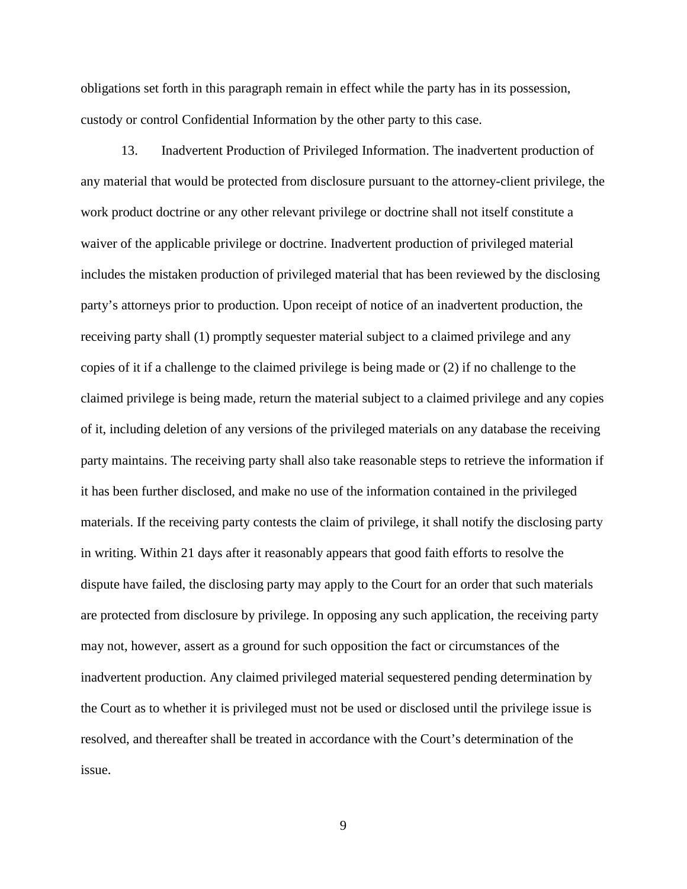obligations set forth in this paragraph remain in effect while the party has in its possession, custody or control Confidential Information by the other party to this case.

13. Inadvertent Production of Privileged Information. The inadvertent production of any material that would be protected from disclosure pursuant to the attorney-client privilege, the work product doctrine or any other relevant privilege or doctrine shall not itself constitute a waiver of the applicable privilege or doctrine. Inadvertent production of privileged material includes the mistaken production of privileged material that has been reviewed by the disclosing party's attorneys prior to production. Upon receipt of notice of an inadvertent production, the receiving party shall (1) promptly sequester material subject to a claimed privilege and any copies of it if a challenge to the claimed privilege is being made or (2) if no challenge to the claimed privilege is being made, return the material subject to a claimed privilege and any copies of it, including deletion of any versions of the privileged materials on any database the receiving party maintains. The receiving party shall also take reasonable steps to retrieve the information if it has been further disclosed, and make no use of the information contained in the privileged materials. If the receiving party contests the claim of privilege, it shall notify the disclosing party in writing. Within 21 days after it reasonably appears that good faith efforts to resolve the dispute have failed, the disclosing party may apply to the Court for an order that such materials are protected from disclosure by privilege. In opposing any such application, the receiving party may not, however, assert as a ground for such opposition the fact or circumstances of the inadvertent production. Any claimed privileged material sequestered pending determination by the Court as to whether it is privileged must not be used or disclosed until the privilege issue is resolved, and thereafter shall be treated in accordance with the Court's determination of the issue.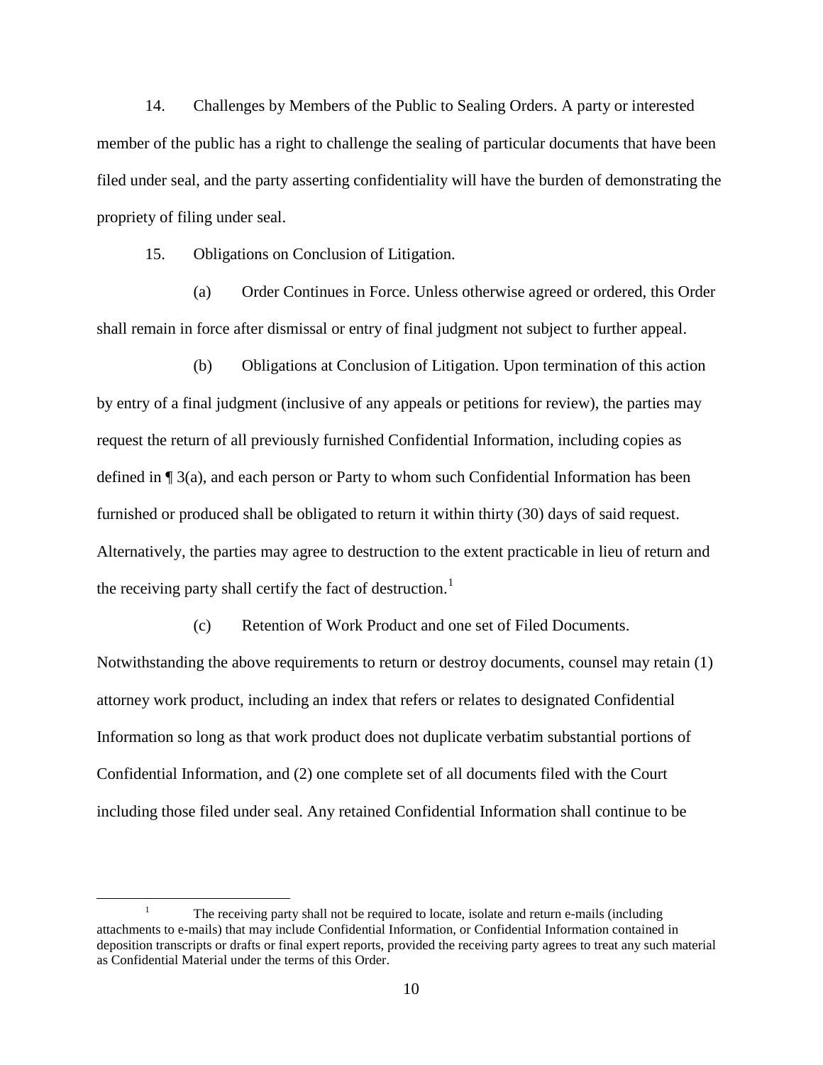14. Challenges by Members of the Public to Sealing Orders. A party or interested member of the public has a right to challenge the sealing of particular documents that have been filed under seal, and the party asserting confidentiality will have the burden of demonstrating the propriety of filing under seal.

15. Obligations on Conclusion of Litigation.

(a) Order Continues in Force. Unless otherwise agreed or ordered, this Order shall remain in force after dismissal or entry of final judgment not subject to further appeal.

(b) Obligations at Conclusion of Litigation. Upon termination of this action by entry of a final judgment (inclusive of any appeals or petitions for review), the parties may request the return of all previously furnished Confidential Information, including copies as defined in ¶ 3(a), and each person or Party to whom such Confidential Information has been furnished or produced shall be obligated to return it within thirty (30) days of said request. Alternatively, the parties may agree to destruction to the extent practicable in lieu of return and the receiving party shall certify the fact of destruction.[1]

(c) Retention of Work Product and one set of Filed Documents. Notwithstanding the above requirements to return or destroy documents, counsel may retain (1) attorney work product, including an index that refers or relates to designated Confidential Information so long as that work product does not duplicate verbatim substantial portions of Confidential Information, and (2) one complete set of all documents filed with the Court including those filed under seal. Any retained Confidential Information shall continue to be

---

[1] The receiving party shall not be required to locate, isolate and return e-mails (including attachments to e-mails) that may include Confidential Information, or Confidential Information contained in deposition transcripts or drafts or final expert reports, provided the receiving party agrees to treat any such material as Confidential Material under the terms of this Order.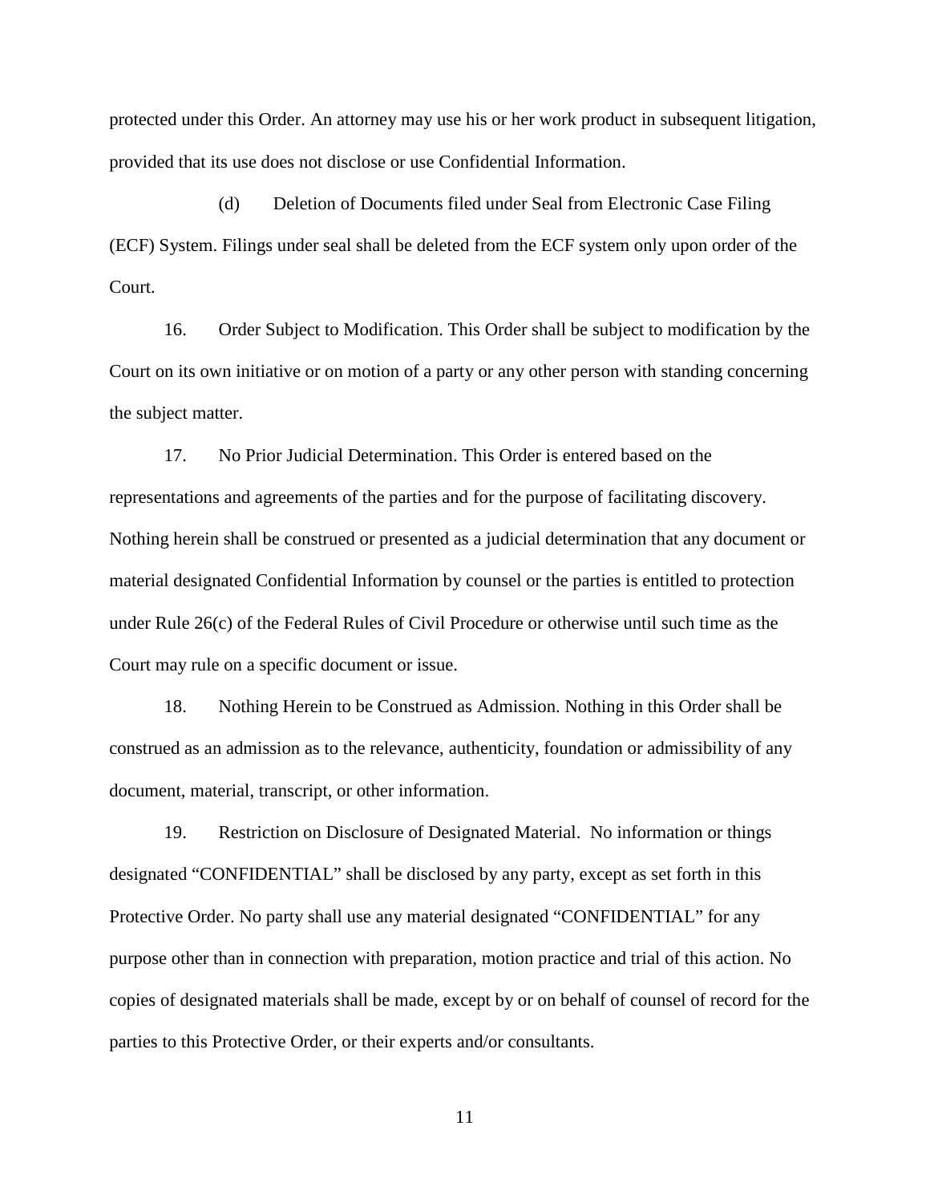protected under this Order. An attorney may use his or her work product in subsequent litigation, provided that its use does not disclose or use Confidential Information.

(d) Deletion of Documents filed under Seal from Electronic Case Filing (ECF) System. Filings under seal shall be deleted from the ECF system only upon order of the Court.

16. Order Subject to Modification. This Order shall be subject to modification by the Court on its own initiative or on motion of a party or any other person with standing concerning the subject matter.

17. No Prior Judicial Determination. This Order is entered based on the representations and agreements of the parties and for the purpose of facilitating discovery. Nothing herein shall be construed or presented as a judicial determination that any document or material designated Confidential Information by counsel or the parties is entitled to protection under Rule 26(c) of the Federal Rules of Civil Procedure or otherwise until such time as the Court may rule on a specific document or issue.

18. Nothing Herein to be Construed as Admission. Nothing in this Order shall be construed as an admission as to the relevance, authenticity, foundation or admissibility of any document, material, transcript, or other information.

19. Restriction on Disclosure of Designated Material. No information or things designated "CONFIDENTIAL" shall be disclosed by any party, except as set forth in this Protective Order. No party shall use any material designated "CONFIDENTIAL" for any purpose other than in connection with preparation, motion practice and trial of this action. No copies of designated materials shall be made, except by or on behalf of counsel of record for the parties to this Protective Order, or their experts and/or consultants.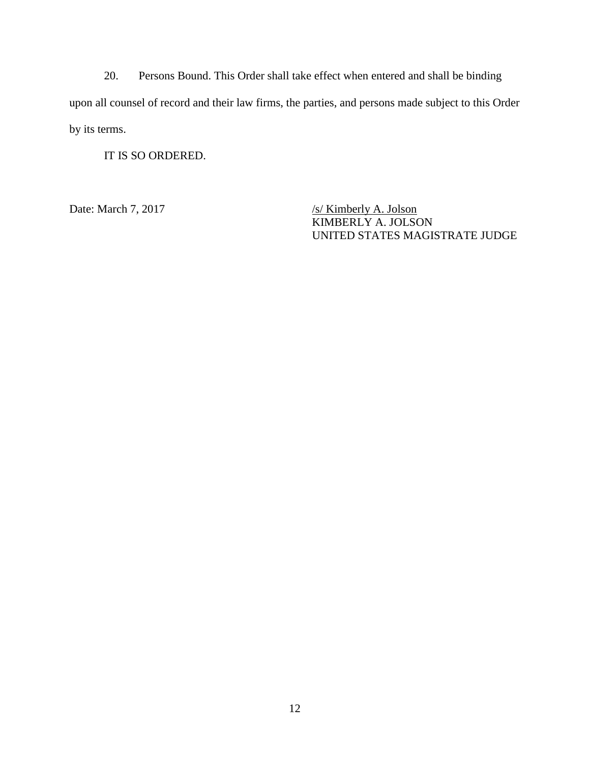20. Persons Bound. This Order shall take effect when entered and shall be binding upon all counsel of record and their law firms, the parties, and persons made subject to this Order by its terms.

IT IS SO ORDERED.

Date: March 7, 2017

/s/ Kimberly A. Jolson
KIMBERLY A. JOLSON
UNITED STATES MAGISTRATE JUDGE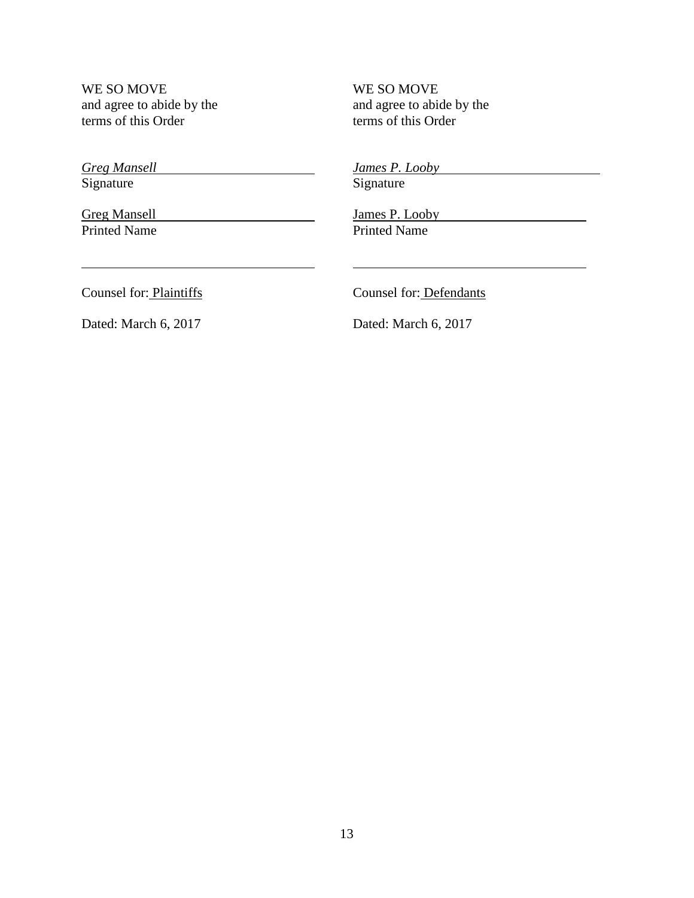WE SO MOVE
and agree to abide by the
terms of this Order

*Greg Mansell*
Signature

Greg Mansell
Printed Name

Counsel for: Plaintiffs

Dated: March 6, 2017

WE SO MOVE
and agree to abide by the
terms of this Order

*James P. Looby*
Signature

James P. Looby
Printed Name

Counsel for: Defendants

Dated: March 6, 2017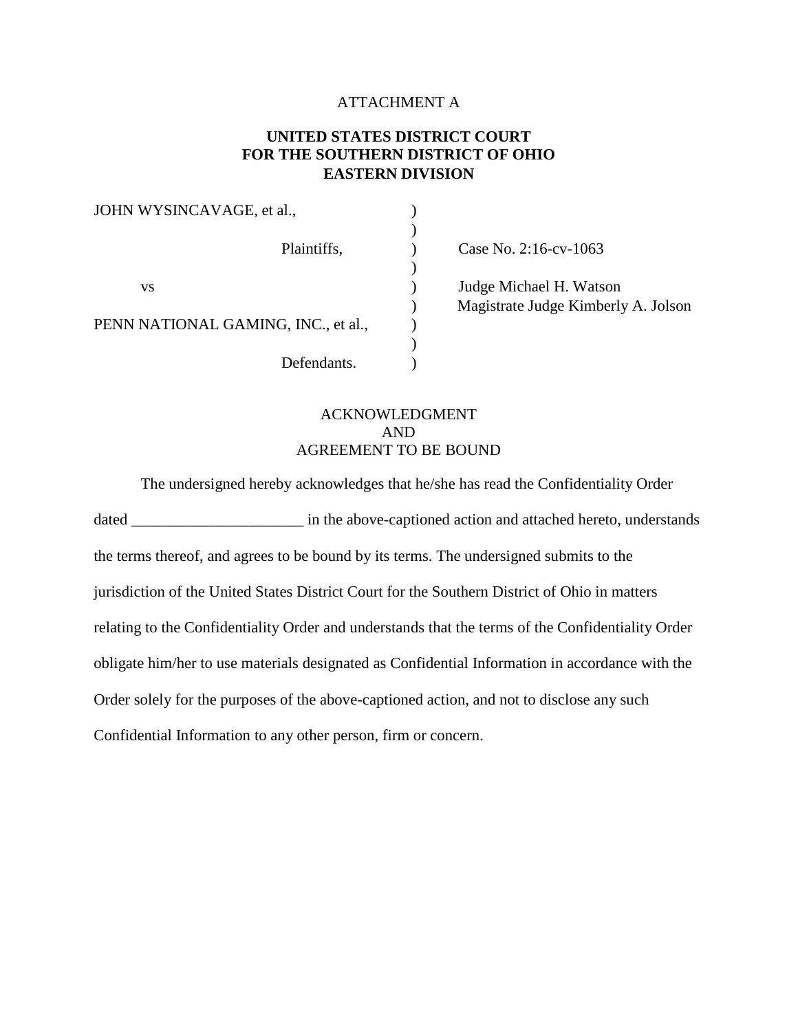ATTACHMENT A

**UNITED STATES DISTRICT COURT**
**FOR THE SOUTHERN DISTRICT OF OHIO**
**EASTERN DIVISION**

| | | |
|---|---|---|
| JOHN WYSINCAVAGE, et al., | ) | |
| | ) | |
| Plaintiffs, | ) | Case No. 2:16-cv-1063 |
| | ) | |
| vs | ) | Judge Michael H. Watson |
| | ) | Magistrate Judge Kimberly A. Jolson |
| PENN NATIONAL GAMING, INC., et al., | ) | |
| | ) | |
| Defendants. | ) | |

ACKNOWLEDGMENT
AND
AGREEMENT TO BE BOUND

The undersigned hereby acknowledges that he/she has read the Confidentiality Order dated ______________________ in the above-captioned action and attached hereto, understands the terms thereof, and agrees to be bound by its terms. The undersigned submits to the jurisdiction of the United States District Court for the Southern District of Ohio in matters relating to the Confidentiality Order and understands that the terms of the Confidentiality Order obligate him/her to use materials designated as Confidential Information in accordance with the Order solely for the purposes of the above-captioned action, and not to disclose any such Confidential Information to any other person, firm or concern.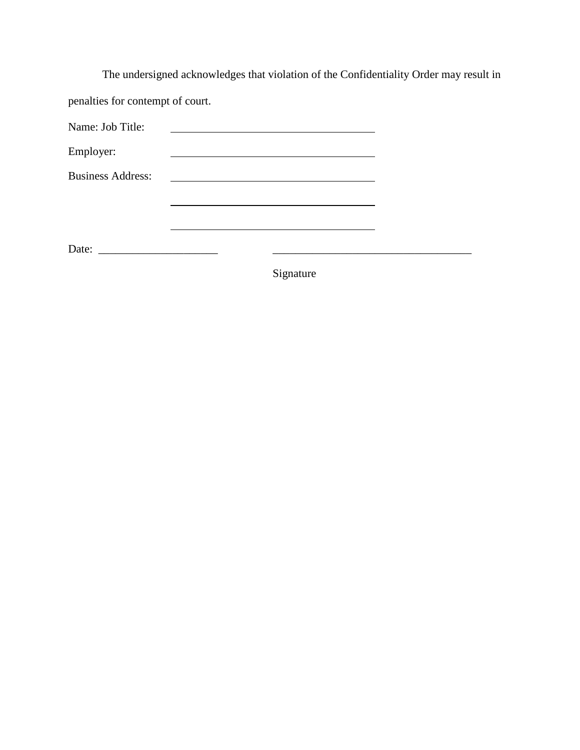The undersigned acknowledges that violation of the Confidentiality Order may result in penalties for contempt of court.

Name: Job Title: ______________________________

Employer: ______________________________

Business Address: ______________________________

______________________________

______________________________

Date: ______________________ ______________________________

Signature